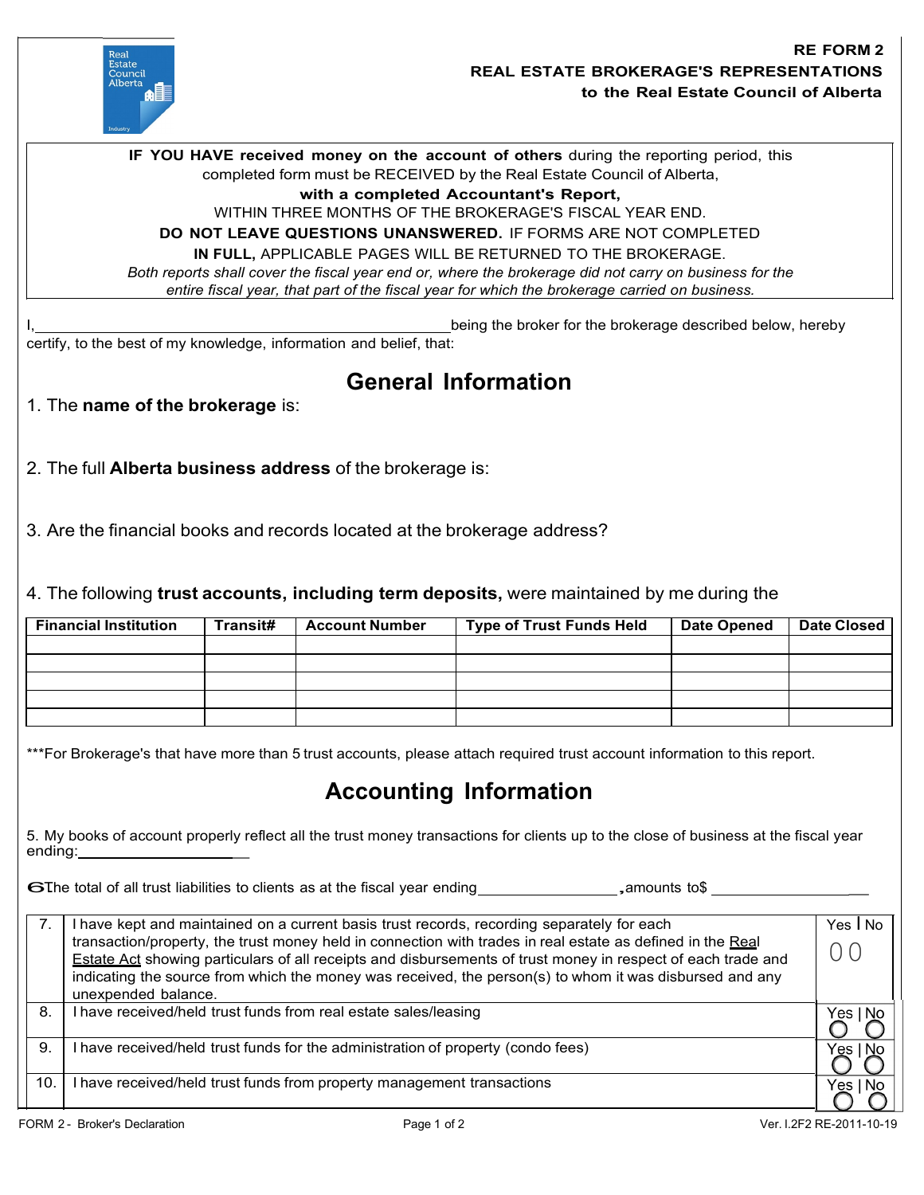**RE FORM 2**
**REAL ESTATE BROKERAGE'S REPRESENTATIONS**
**to the Real Estate Council of Alberta**

**IF YOU HAVE received money on the account of others** during the reporting period, this completed form must be RECEIVED by the Real Estate Council of Alberta,
**with a completed Accountant's Report,**
WITHIN THREE MONTHS OF THE BROKERAGE'S FISCAL YEAR END.
**DO NOT LEAVE QUESTIONS UNANSWERED.** IF FORMS ARE NOT COMPLETED **IN FULL,** APPLICABLE PAGES WILL BE RETURNED TO THE BROKERAGE.
*Both reports shall cover the fiscal year end or, where the brokerage did not carry on business for the entire fiscal year, that part of the fiscal year for which the brokerage carried on business.*

I, ______________________________ being the broker for the brokerage described below, hereby certify, to the best of my knowledge, information and belief, that:

## General Information

1. The **name of the brokerage** is:

2. The full **Alberta business address** of the brokerage is:

3. Are the financial books and records located at the brokerage address?

4. The following **trust accounts, including term deposits,** were maintained by me during the

| Financial Institution | Transit# | Account Number | Type of Trust Funds Held | Date Opened | Date Closed |
|---|---|---|---|---|---|
| | | | | | |
| | | | | | |
| | | | | | |
| | | | | | |
| | | | | | |

***For Brokerage's that have more than 5 trust accounts, please attach required trust account information to this report.

## Accounting Information

5. My books of account properly reflect all the trust money transactions for clients up to the close of business at the fiscal year ending: ____________________

6. The total of all trust liabilities to clients as at the fiscal year ending ________________, amounts to $ ________________

| | | Yes / No |
|---|---|---|
| 7. | I have kept and maintained on a current basis trust records, recording separately for each transaction/property, the trust money held in connection with trades in real estate as defined in the Real Estate Act showing particulars of all receipts and disbursements of trust money in respect of each trade and indicating the source from which the money was received, the person(s) to whom it was disbursed and any unexpended balance. | Yes ◯ No ◯ |
| 8. | I have received/held trust funds from real estate sales/leasing | Yes ◯ No ◯ |
| 9. | I have received/held trust funds for the administration of property (condo fees) | Yes ◯ No ◯ |
| 10. | I have received/held trust funds from property management transactions | Yes ◯ No ◯ |

FORM 2 - Broker's Declaration  Ver. I.2F2 RE-2011-10-19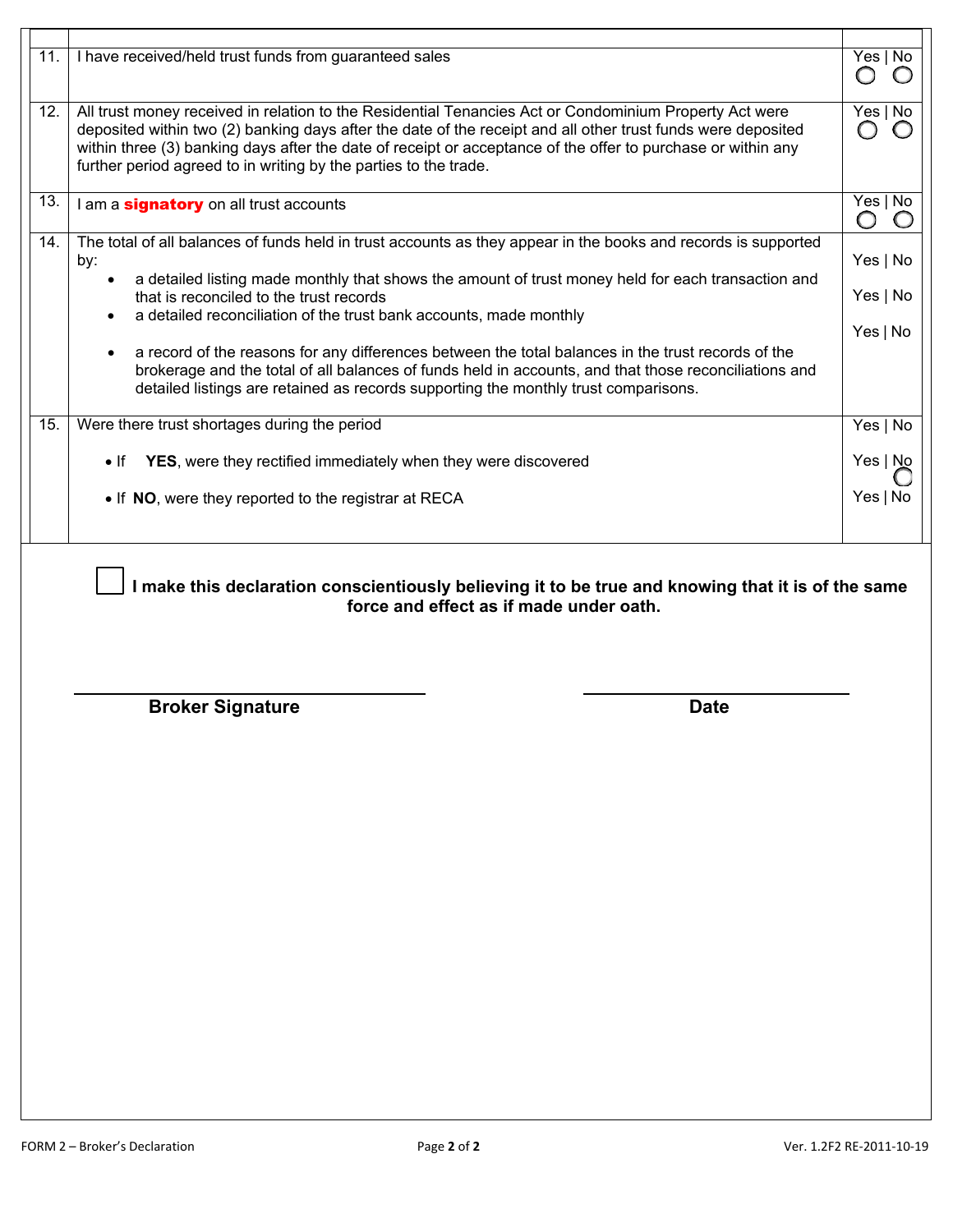| | | |
|---|---|---|
| 11. | I have received/held trust funds from guaranteed sales | Yes \| No |
| 12. | All trust money received in relation to the Residential Tenancies Act or Condominium Property Act were deposited within two (2) banking days after the date of the receipt and all other trust funds were deposited within three (3) banking days after the date of receipt or acceptance of the offer to purchase or within any further period agreed to in writing by the parties to the trade. | Yes \| No |
| 13. | I am a **signatory** on all trust accounts | Yes \| No |
| 14. | The total of all balances of funds held in trust accounts as they appear in the books and records is supported by:<br>• a detailed listing made monthly that shows the amount of trust money held for each transaction and that is reconciled to the trust records<br>• a detailed reconciliation of the trust bank accounts, made monthly<br>• a record of the reasons for any differences between the total balances in the trust records of the brokerage and the total of all balances of funds held in accounts, and that those reconciliations and detailed listings are retained as records supporting the monthly trust comparisons. | Yes \| No<br>Yes \| No<br>Yes \| No |
| 15. | Were there trust shortages during the period<br>• If **YES**, were they rectified immediately when they were discovered<br>• If **NO**, were they reported to the registrar at RECA | Yes \| No<br>Yes \| No<br>Yes \| No |

☐ **I make this declaration conscientiously believing it to be true and knowing that it is of the same force and effect as if made under oath.**

**Broker Signature** ______________________

**Date** ______________________

FORM 2 – Broker's Declaration

Ver. 1.2F2 RE-2011-10-19